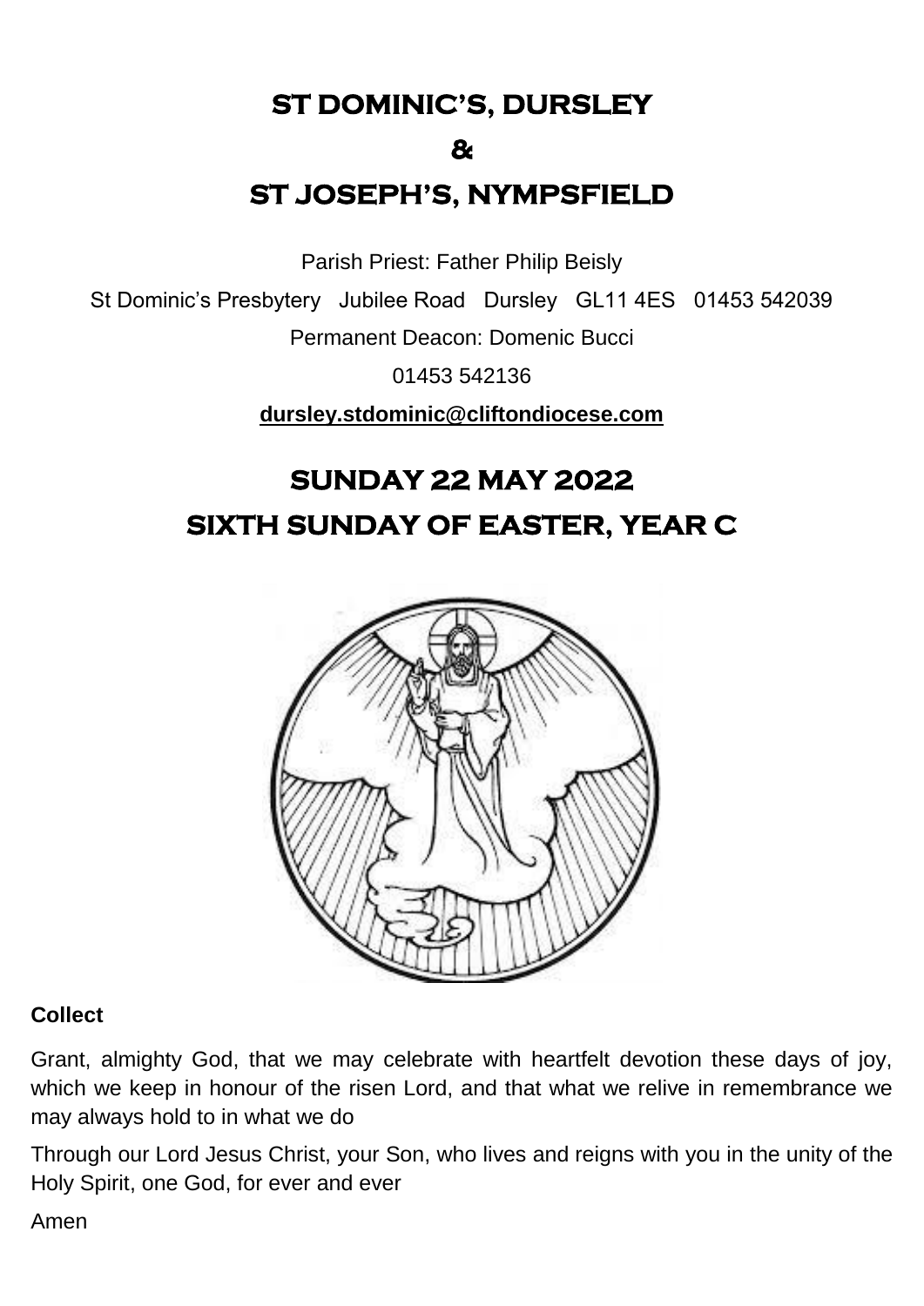# ST DOMINIC'S, DURSLEY

# &

# ST JOSEPH'S, NYMPSFIELD

Parish Priest: Father Philip Beisly

St Dominic's Presbytery Jubilee Road Dursley GL11 4ES 01453 542039

Permanent Deacon: Domenic Bucci

01453 542136

**dursley.stdominic@cliftondiocese.com**

# SUNDAY 22 MAY 2022

# SIXTH SUNDAY OF EASTER, YEAR C

**Collect**

Grant, almighty God, that we may celebrate with heartfelt devotion these days of joy, which we keep in honour of the risen Lord, and that what we relive in remembrance we may always hold to in what we do

Through our Lord Jesus Christ, your Son, who lives and reigns with you in the unity of the Holy Spirit, one God, for ever and ever

Amen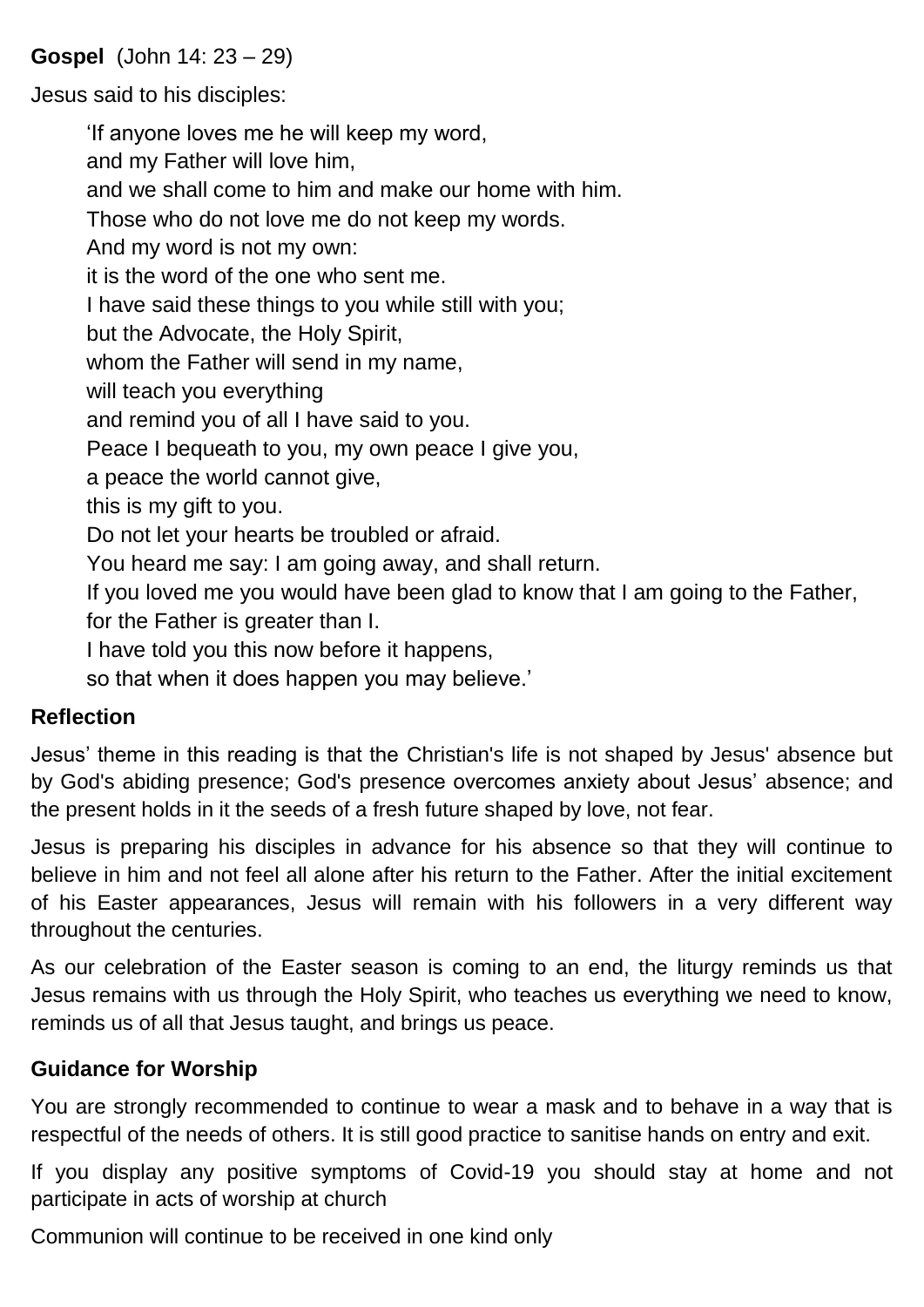**Gospel** (John 14: 23 – 29)

Jesus said to his disciples:

> 'If anyone loves me he will keep my word,
> and my Father will love him,
> and we shall come to him and make our home with him.
> Those who do not love me do not keep my words.
> And my word is not my own:
> it is the word of the one who sent me.
> I have said these things to you while still with you;
> but the Advocate, the Holy Spirit,
> whom the Father will send in my name,
> will teach you everything
> and remind you of all I have said to you.
> Peace I bequeath to you, my own peace I give you,
> a peace the world cannot give,
> this is my gift to you.
> Do not let your hearts be troubled or afraid.
> You heard me say: I am going away, and shall return.
> If you loved me you would have been glad to know that I am going to the Father,
> for the Father is greater than I.
> I have told you this now before it happens,
> so that when it does happen you may believe.'

### Reflection

Jesus' theme in this reading is that the Christian's life is not shaped by Jesus' absence but by God's abiding presence; God's presence overcomes anxiety about Jesus' absence; and the present holds in it the seeds of a fresh future shaped by love, not fear.

Jesus is preparing his disciples in advance for his absence so that they will continue to believe in him and not feel all alone after his return to the Father. After the initial excitement of his Easter appearances, Jesus will remain with his followers in a very different way throughout the centuries.

As our celebration of the Easter season is coming to an end, the liturgy reminds us that Jesus remains with us through the Holy Spirit, who teaches us everything we need to know, reminds us of all that Jesus taught, and brings us peace.

### Guidance for Worship

You are strongly recommended to continue to wear a mask and to behave in a way that is respectful of the needs of others. It is still good practice to sanitise hands on entry and exit.

If you display any positive symptoms of Covid-19 you should stay at home and not participate in acts of worship at church

Communion will continue to be received in one kind only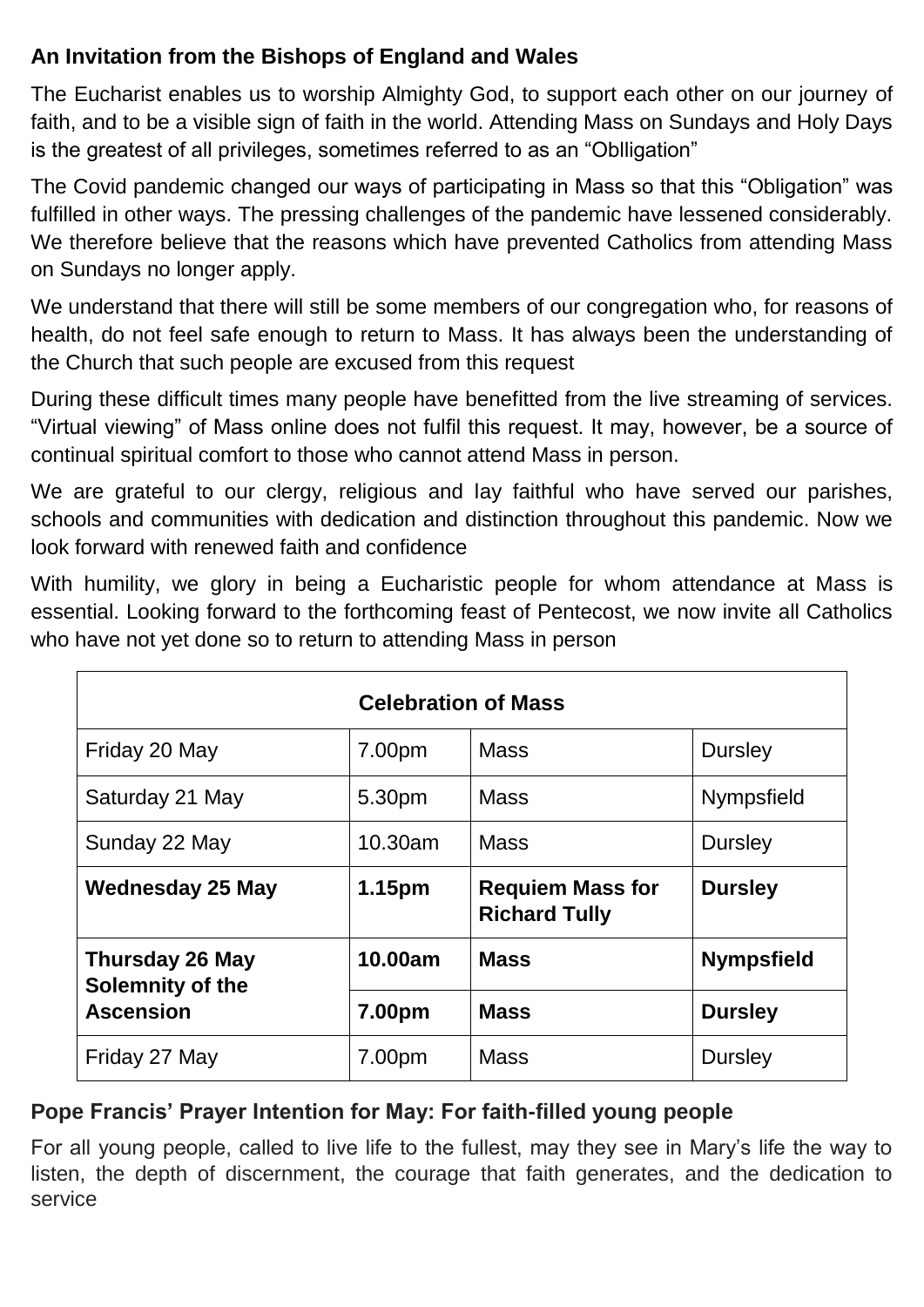### An Invitation from the Bishops of England and Wales

The Eucharist enables us to worship Almighty God, to support each other on our journey of faith, and to be a visible sign of faith in the world. Attending Mass on Sundays and Holy Days is the greatest of all privileges, sometimes referred to as an "Oblligation"

The Covid pandemic changed our ways of participating in Mass so that this "Obligation" was fulfilled in other ways. The pressing challenges of the pandemic have lessened considerably. We therefore believe that the reasons which have prevented Catholics from attending Mass on Sundays no longer apply.

We understand that there will still be some members of our congregation who, for reasons of health, do not feel safe enough to return to Mass. It has always been the understanding of the Church that such people are excused from this request

During these difficult times many people have benefitted from the live streaming of services. "Virtual viewing" of Mass online does not fulfil this request. It may, however, be a source of continual spiritual comfort to those who cannot attend Mass in person.

We are grateful to our clergy, religious and lay faithful who have served our parishes, schools and communities with dedication and distinction throughout this pandemic. Now we look forward with renewed faith and confidence

With humility, we glory in being a Eucharistic people for whom attendance at Mass is essential. Looking forward to the forthcoming feast of Pentecost, we now invite all Catholics who have not yet done so to return to attending Mass in person

| Celebration of Mass | | | |
|---|---|---|---|
| Friday 20 May | 7.00pm | Mass | Dursley |
| Saturday 21 May | 5.30pm | Mass | Nympsfield |
| Sunday 22 May | 10.30am | Mass | Dursley |
| **Wednesday 25 May** | **1.15pm** | **Requiem Mass for Richard Tully** | **Dursley** |
| **Thursday 26 May Solemnity of the Ascension** | **10.00am** | **Mass** | **Nympsfield** |
| | **7.00pm** | **Mass** | **Dursley** |
| Friday 27 May | 7.00pm | Mass | Dursley |

### Pope Francis' Prayer Intention for May: For faith-filled young people

For all young people, called to live life to the fullest, may they see in Mary's life the way to listen, the depth of discernment, the courage that faith generates, and the dedication to service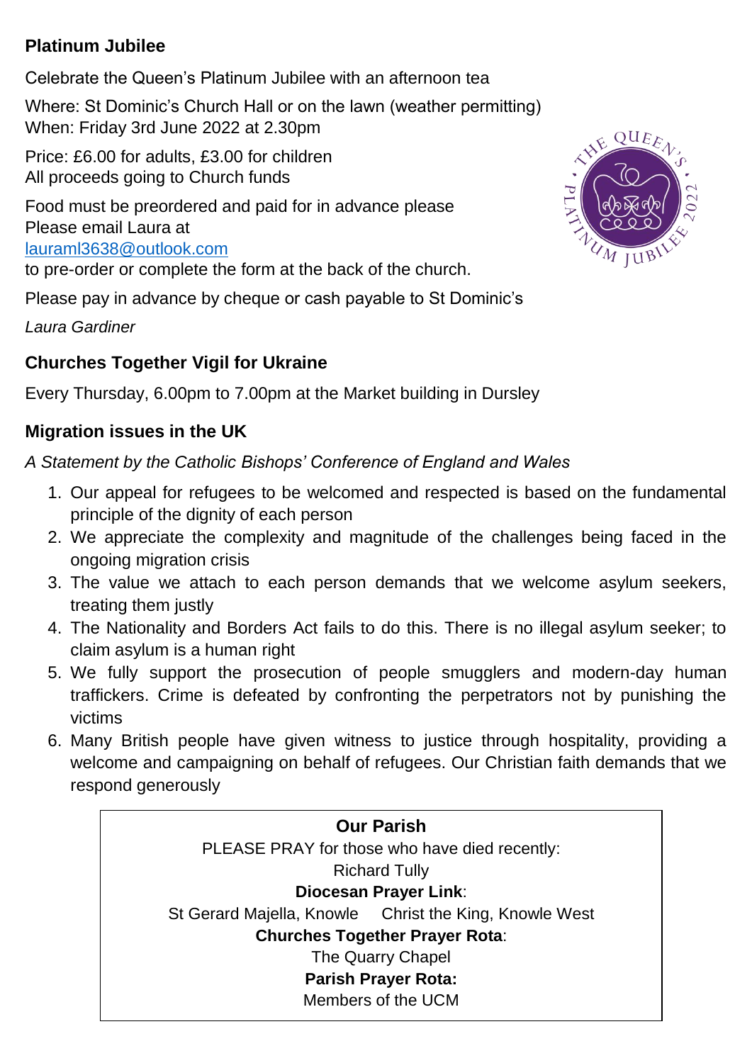**Platinum Jubilee**

Celebrate the Queen's Platinum Jubilee with an afternoon tea

Where: St Dominic's Church Hall or on the lawn (weather permitting)
When: Friday 3rd June 2022 at 2.30pm

Price: £6.00 for adults, £3.00 for children
All proceeds going to Church funds

Food must be preordered and paid for in advance please
Please email Laura at
lauraml3638@outlook.com
to pre-order or complete the form at the back of the church.

Please pay in advance by cheque or cash payable to St Dominic's

*Laura Gardiner*

**Churches Together Vigil for Ukraine**

Every Thursday, 6.00pm to 7.00pm at the Market building in Dursley

**Migration issues in the UK**

*A Statement by the Catholic Bishops' Conference of England and Wales*

1. Our appeal for refugees to be welcomed and respected is based on the fundamental principle of the dignity of each person
2. We appreciate the complexity and magnitude of the challenges being faced in the ongoing migration crisis
3. The value we attach to each person demands that we welcome asylum seekers, treating them justly
4. The Nationality and Borders Act fails to do this. There is no illegal asylum seeker; to claim asylum is a human right
5. We fully support the prosecution of people smugglers and modern-day human traffickers. Crime is defeated by confronting the perpetrators not by punishing the victims
6. Many British people have given witness to justice through hospitality, providing a welcome and campaigning on behalf of refugees. Our Christian faith demands that we respond generously

**Our Parish**

PLEASE PRAY for those who have died recently:
Richard Tully

**Diocesan Prayer Link**:
St Gerard Majella, Knowle   Christ the King, Knowle West

**Churches Together Prayer Rota**:
The Quarry Chapel

**Parish Prayer Rota:**
Members of the UCM